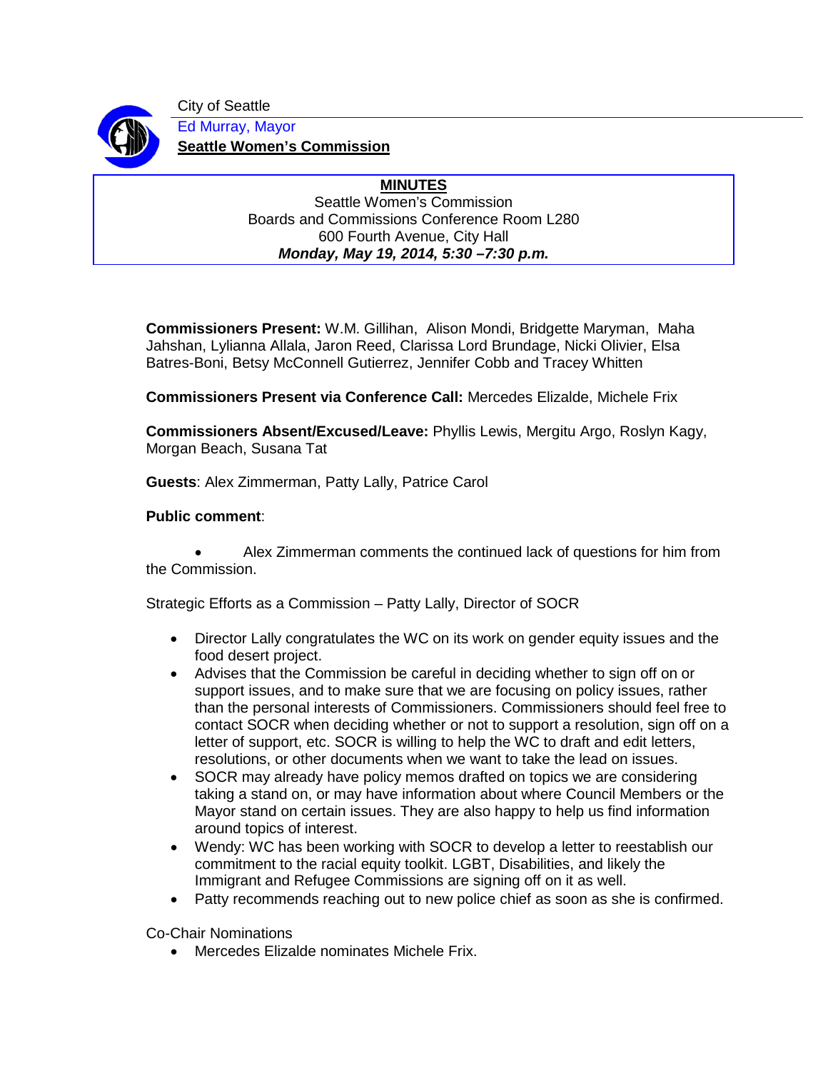City of Seattle

Ed Murray, Mayor

**Seattle Women's Commission**

**MINUTES**

Seattle Women's Commission
Boards and Commissions Conference Room L280
600 Fourth Avenue, City Hall
***Monday, May 19, 2014, 5:30 –7:30 p.m.***

**Commissioners Present:** W.M. Gillihan, Alison Mondi, Bridgette Maryman, Maha Jahshan, Lylianna Allala, Jaron Reed, Clarissa Lord Brundage, Nicki Olivier, Elsa Batres-Boni, Betsy McConnell Gutierrez, Jennifer Cobb and Tracey Whitten

**Commissioners Present via Conference Call:** Mercedes Elizalde, Michele Frix

**Commissioners Absent/Excused/Leave:** Phyllis Lewis, Mergitu Argo, Roslyn Kagy, Morgan Beach, Susana Tat

**Guests**: Alex Zimmerman, Patty Lally, Patrice Carol

**Public comment**:

- Alex Zimmerman comments the continued lack of questions for him from the Commission.

Strategic Efforts as a Commission – Patty Lally, Director of SOCR

- Director Lally congratulates the WC on its work on gender equity issues and the food desert project.
- Advises that the Commission be careful in deciding whether to sign off on or support issues, and to make sure that we are focusing on policy issues, rather than the personal interests of Commissioners. Commissioners should feel free to contact SOCR when deciding whether or not to support a resolution, sign off on a letter of support, etc. SOCR is willing to help the WC to draft and edit letters, resolutions, or other documents when we want to take the lead on issues.
- SOCR may already have policy memos drafted on topics we are considering taking a stand on, or may have information about where Council Members or the Mayor stand on certain issues. They are also happy to help us find information around topics of interest.
- Wendy: WC has been working with SOCR to develop a letter to reestablish our commitment to the racial equity toolkit. LGBT, Disabilities, and likely the Immigrant and Refugee Commissions are signing off on it as well.
- Patty recommends reaching out to new police chief as soon as she is confirmed.

Co-Chair Nominations

- Mercedes Elizalde nominates Michele Frix.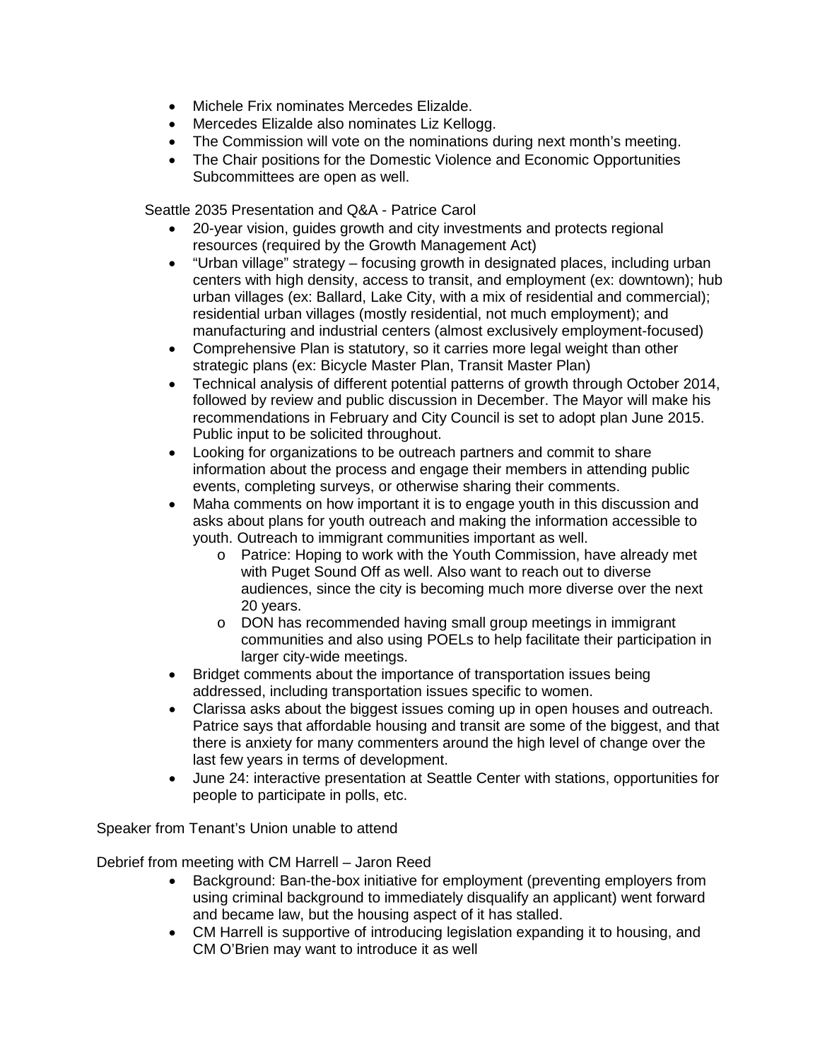- Michele Frix nominates Mercedes Elizalde.
- Mercedes Elizalde also nominates Liz Kellogg.
- The Commission will vote on the nominations during next month's meeting.
- The Chair positions for the Domestic Violence and Economic Opportunities Subcommittees are open as well.

Seattle 2035 Presentation and Q&A - Patrice Carol

- 20-year vision, guides growth and city investments and protects regional resources (required by the Growth Management Act)
- "Urban village" strategy – focusing growth in designated places, including urban centers with high density, access to transit, and employment (ex: downtown); hub urban villages (ex: Ballard, Lake City, with a mix of residential and commercial); residential urban villages (mostly residential, not much employment); and manufacturing and industrial centers (almost exclusively employment-focused)
- Comprehensive Plan is statutory, so it carries more legal weight than other strategic plans (ex: Bicycle Master Plan, Transit Master Plan)
- Technical analysis of different potential patterns of growth through October 2014, followed by review and public discussion in December. The Mayor will make his recommendations in February and City Council is set to adopt plan June 2015. Public input to be solicited throughout.
- Looking for organizations to be outreach partners and commit to share information about the process and engage their members in attending public events, completing surveys, or otherwise sharing their comments.
- Maha comments on how important it is to engage youth in this discussion and asks about plans for youth outreach and making the information accessible to youth. Outreach to immigrant communities important as well.
  - Patrice: Hoping to work with the Youth Commission, have already met with Puget Sound Off as well. Also want to reach out to diverse audiences, since the city is becoming much more diverse over the next 20 years.
  - DON has recommended having small group meetings in immigrant communities and also using POELs to help facilitate their participation in larger city-wide meetings.
- Bridget comments about the importance of transportation issues being addressed, including transportation issues specific to women.
- Clarissa asks about the biggest issues coming up in open houses and outreach. Patrice says that affordable housing and transit are some of the biggest, and that there is anxiety for many commenters around the high level of change over the last few years in terms of development.
- June 24: interactive presentation at Seattle Center with stations, opportunities for people to participate in polls, etc.

Speaker from Tenant's Union unable to attend

Debrief from meeting with CM Harrell – Jaron Reed

- Background: Ban-the-box initiative for employment (preventing employers from using criminal background to immediately disqualify an applicant) went forward and became law, but the housing aspect of it has stalled.
- CM Harrell is supportive of introducing legislation expanding it to housing, and CM O'Brien may want to introduce it as well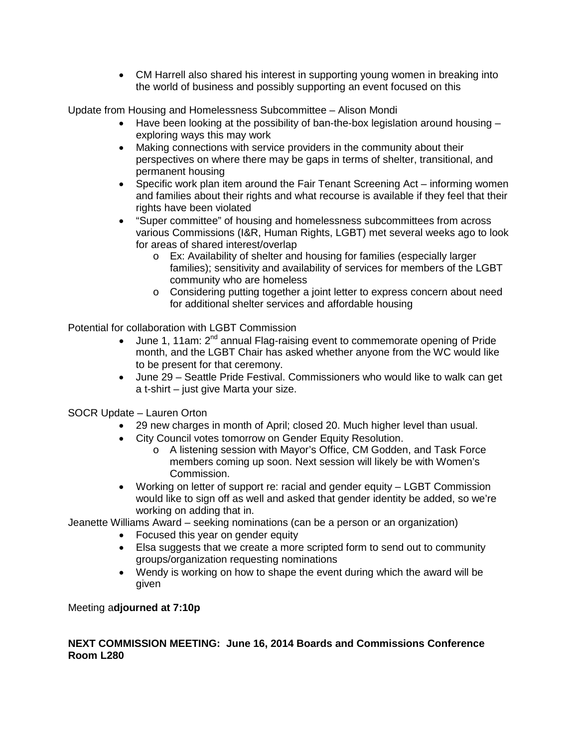- CM Harrell also shared his interest in supporting young women in breaking into the world of business and possibly supporting an event focused on this

Update from Housing and Homelessness Subcommittee – Alison Mondi

- Have been looking at the possibility of ban-the-box legislation around housing – exploring ways this may work
- Making connections with service providers in the community about their perspectives on where there may be gaps in terms of shelter, transitional, and permanent housing
- Specific work plan item around the Fair Tenant Screening Act – informing women and families about their rights and what recourse is available if they feel that their rights have been violated
- "Super committee" of housing and homelessness subcommittees from across various Commissions (I&R, Human Rights, LGBT) met several weeks ago to look for areas of shared interest/overlap
  - Ex: Availability of shelter and housing for families (especially larger families); sensitivity and availability of services for members of the LGBT community who are homeless
  - Considering putting together a joint letter to express concern about need for additional shelter services and affordable housing

Potential for collaboration with LGBT Commission

- June 1, 11am: 2nd annual Flag-raising event to commemorate opening of Pride month, and the LGBT Chair has asked whether anyone from the WC would like to be present for that ceremony.
- June 29 – Seattle Pride Festival. Commissioners who would like to walk can get a t-shirt – just give Marta your size.

SOCR Update – Lauren Orton

- 29 new charges in month of April; closed 20. Much higher level than usual.
- City Council votes tomorrow on Gender Equity Resolution.
  - A listening session with Mayor's Office, CM Godden, and Task Force members coming up soon. Next session will likely be with Women's Commission.
- Working on letter of support re: racial and gender equity – LGBT Commission would like to sign off as well and asked that gender identity be added, so we're working on adding that in.

Jeanette Williams Award – seeking nominations (can be a person or an organization)

- Focused this year on gender equity
- Elsa suggests that we create a more scripted form to send out to community groups/organization requesting nominations
- Wendy is working on how to shape the event during which the award will be given

Meeting a**djourned at 7:10p**

**NEXT COMMISSION MEETING: June 16, 2014 Boards and Commissions Conference Room L280**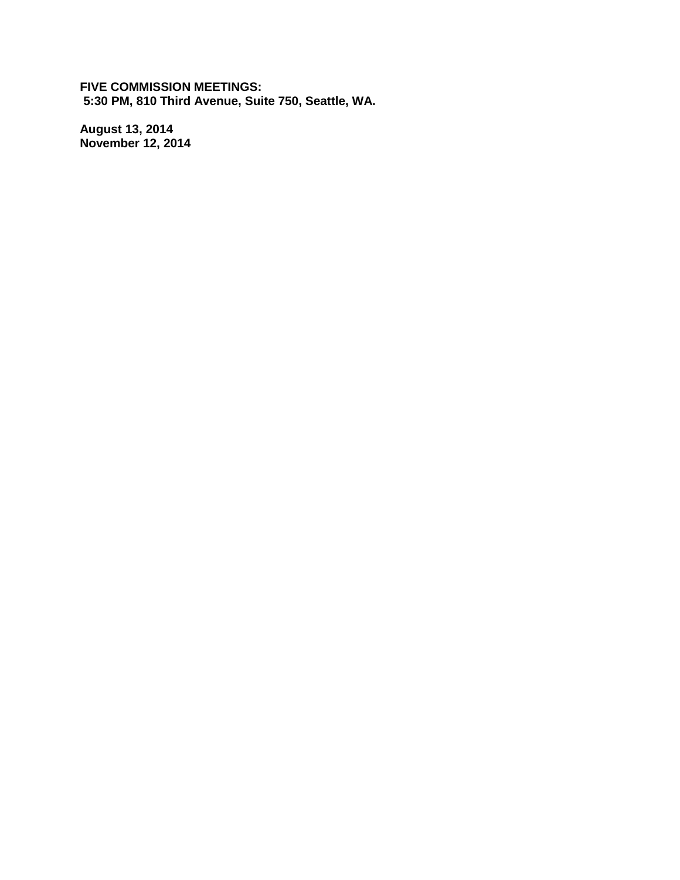**FIVE COMMISSION MEETINGS:**
**5:30 PM, 810 Third Avenue, Suite 750, Seattle, WA.**

**August 13, 2014**
**November 12, 2014**